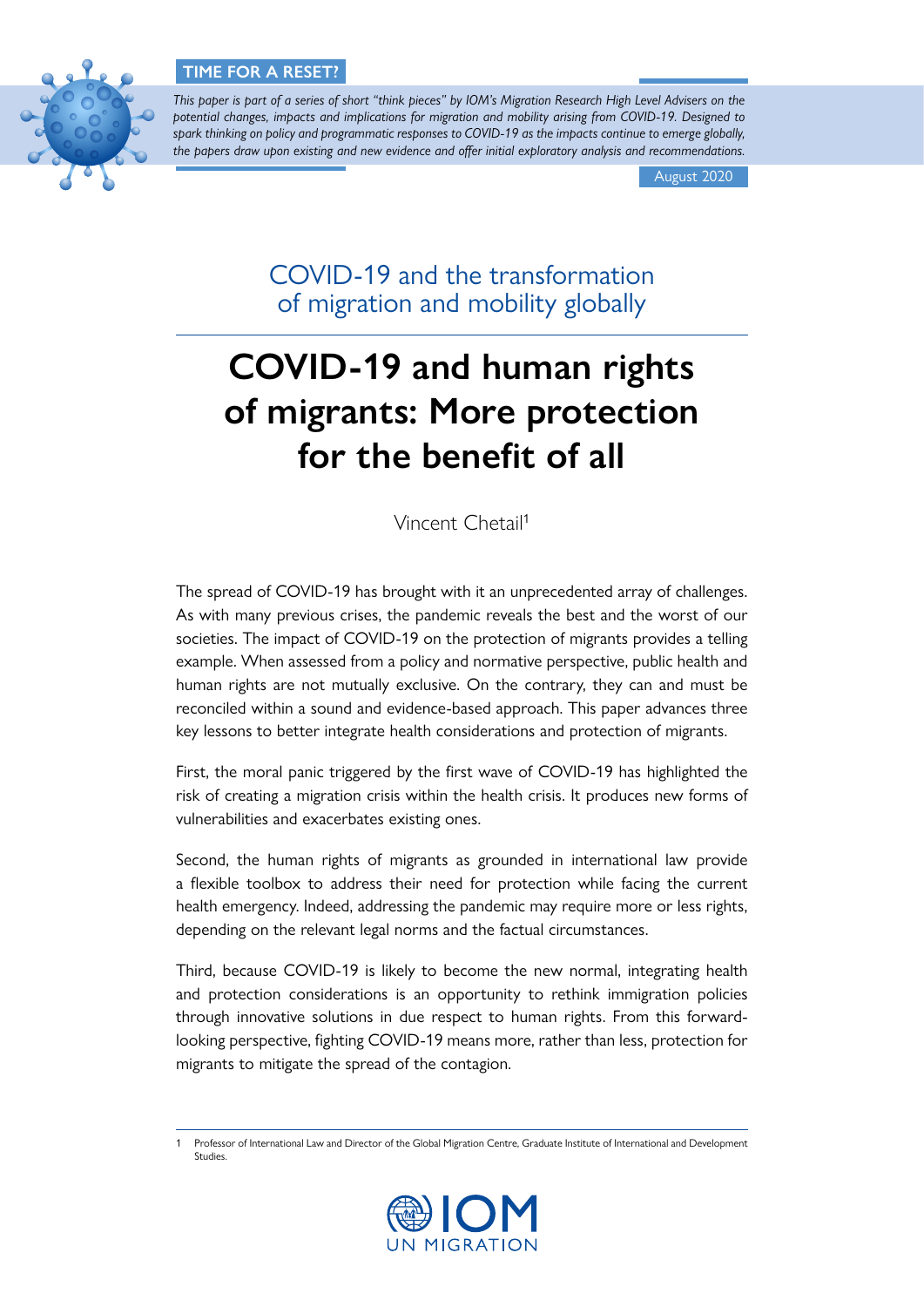**TIME FOR A RESET?**

*This paper is part of a series of short "think pieces" by IOM's Migration Research High Level Advisers on the potential changes, impacts and implications for migration and mobility arising from COVID-19. Designed to spark thinking on policy and programmatic responses to COVID-19 as the impacts continue to emerge globally, the papers draw upon existing and new evidence and offer initial exploratory analysis and recommendations.*

August 2020

## COVID-19 and the transformation of migration and mobility globally

# COVID-19 and human rights of migrants: More protection for the benefit of all

Vincent Chetail[1]

The spread of COVID-19 has brought with it an unprecedented array of challenges. As with many previous crises, the pandemic reveals the best and the worst of our societies. The impact of COVID-19 on the protection of migrants provides a telling example. When assessed from a policy and normative perspective, public health and human rights are not mutually exclusive. On the contrary, they can and must be reconciled within a sound and evidence-based approach. This paper advances three key lessons to better integrate health considerations and protection of migrants.

First, the moral panic triggered by the first wave of COVID-19 has highlighted the risk of creating a migration crisis within the health crisis. It produces new forms of vulnerabilities and exacerbates existing ones.

Second, the human rights of migrants as grounded in international law provide a flexible toolbox to address their need for protection while facing the current health emergency. Indeed, addressing the pandemic may require more or less rights, depending on the relevant legal norms and the factual circumstances.

Third, because COVID-19 is likely to become the new normal, integrating health and protection considerations is an opportunity to rethink immigration policies through innovative solutions in due respect to human rights. From this forward-looking perspective, fighting COVID-19 means more, rather than less, protection for migrants to mitigate the spread of the contagion.

1 Professor of International Law and Director of the Global Migration Centre, Graduate Institute of International and Development Studies.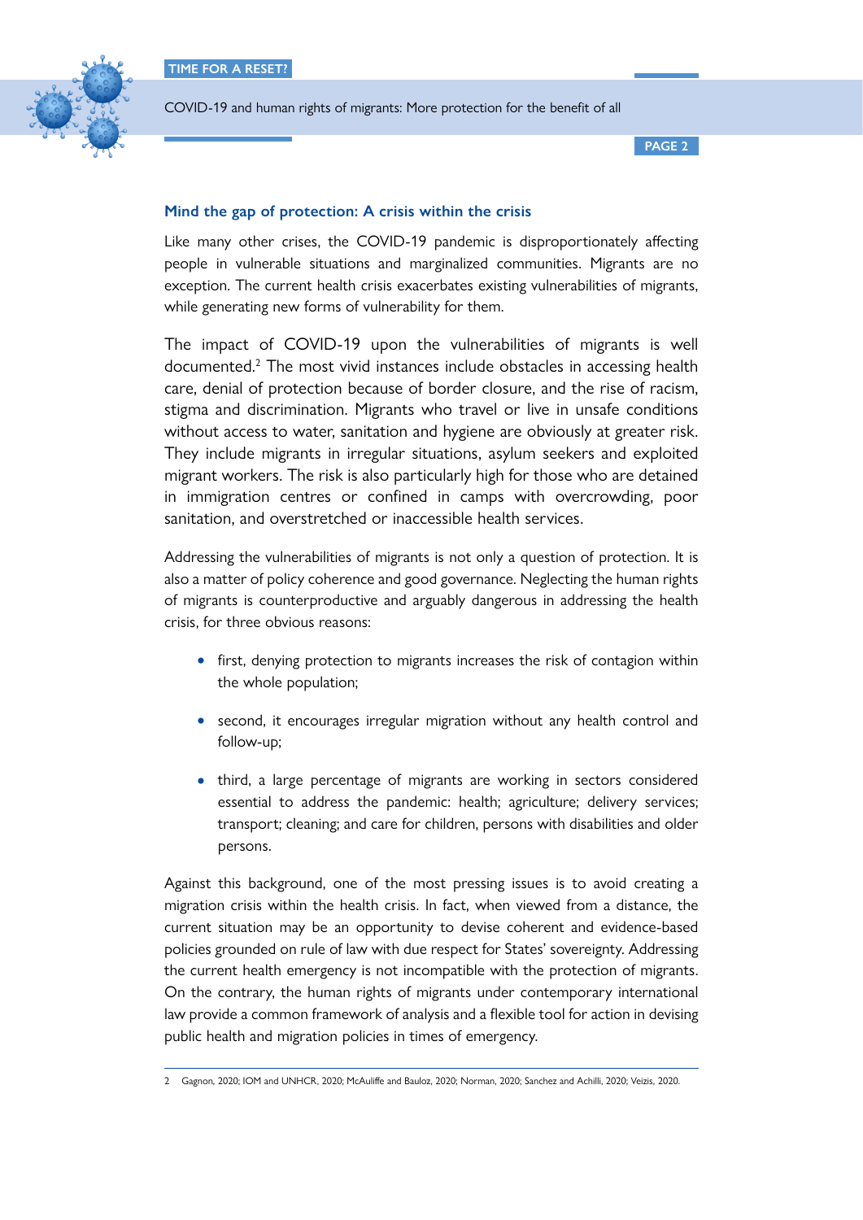## Mind the gap of protection: A crisis within the crisis

Like many other crises, the COVID-19 pandemic is disproportionately affecting people in vulnerable situations and marginalized communities. Migrants are no exception. The current health crisis exacerbates existing vulnerabilities of migrants, while generating new forms of vulnerability for them.

The impact of COVID-19 upon the vulnerabilities of migrants is well documented.[2] The most vivid instances include obstacles in accessing health care, denial of protection because of border closure, and the rise of racism, stigma and discrimination. Migrants who travel or live in unsafe conditions without access to water, sanitation and hygiene are obviously at greater risk. They include migrants in irregular situations, asylum seekers and exploited migrant workers. The risk is also particularly high for those who are detained in immigration centres or confined in camps with overcrowding, poor sanitation, and overstretched or inaccessible health services.

Addressing the vulnerabilities of migrants is not only a question of protection. It is also a matter of policy coherence and good governance. Neglecting the human rights of migrants is counterproductive and arguably dangerous in addressing the health crisis, for three obvious reasons:

- first, denying protection to migrants increases the risk of contagion within the whole population;
- second, it encourages irregular migration without any health control and follow-up;
- third, a large percentage of migrants are working in sectors considered essential to address the pandemic: health; agriculture; delivery services; transport; cleaning; and care for children, persons with disabilities and older persons.

Against this background, one of the most pressing issues is to avoid creating a migration crisis within the health crisis. In fact, when viewed from a distance, the current situation may be an opportunity to devise coherent and evidence-based policies grounded on rule of law with due respect for States' sovereignty. Addressing the current health emergency is not incompatible with the protection of migrants. On the contrary, the human rights of migrants under contemporary international law provide a common framework of analysis and a flexible tool for action in devising public health and migration policies in times of emergency.

2 Gagnon, 2020; IOM and UNHCR, 2020; McAuliffe and Bauloz, 2020; Norman, 2020; Sanchez and Achilli, 2020; Veizis, 2020.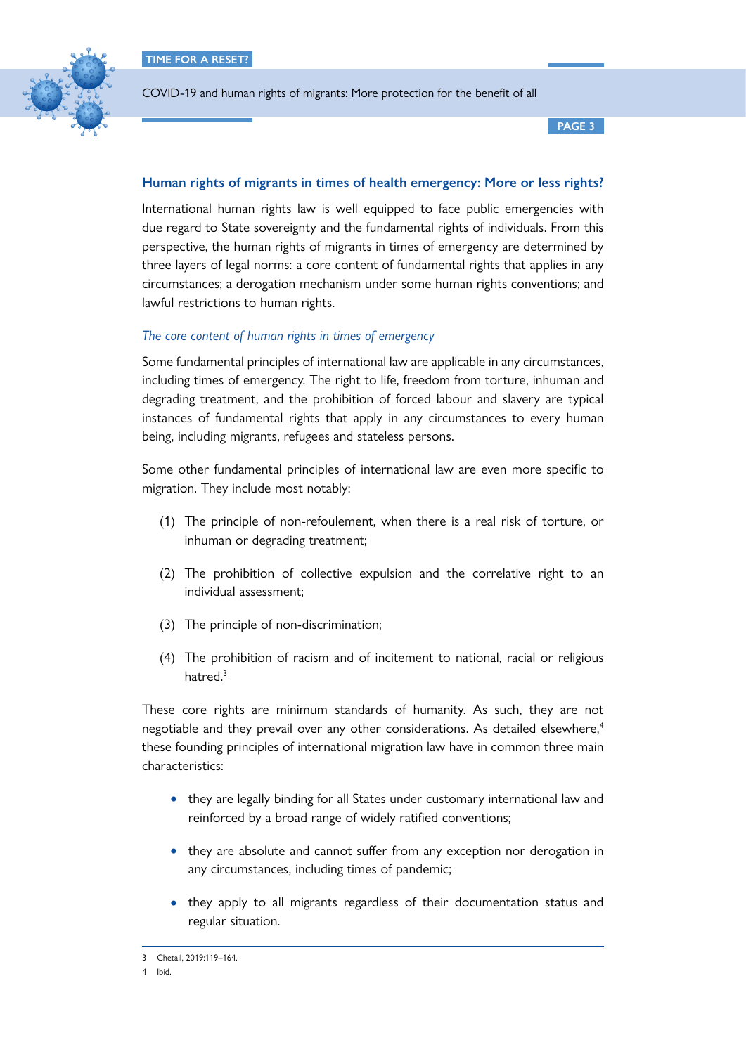## Human rights of migrants in times of health emergency: More or less rights?

International human rights law is well equipped to face public emergencies with due regard to State sovereignty and the fundamental rights of individuals. From this perspective, the human rights of migrants in times of emergency are determined by three layers of legal norms: a core content of fundamental rights that applies in any circumstances; a derogation mechanism under some human rights conventions; and lawful restrictions to human rights.

### *The core content of human rights in times of emergency*

Some fundamental principles of international law are applicable in any circumstances, including times of emergency. The right to life, freedom from torture, inhuman and degrading treatment, and the prohibition of forced labour and slavery are typical instances of fundamental rights that apply in any circumstances to every human being, including migrants, refugees and stateless persons.

Some other fundamental principles of international law are even more specific to migration. They include most notably:

(1) The principle of non-refoulement, when there is a real risk of torture, or inhuman or degrading treatment;

(2) The prohibition of collective expulsion and the correlative right to an individual assessment;

(3) The principle of non-discrimination;

(4) The prohibition of racism and of incitement to national, racial or religious hatred.[3]

These core rights are minimum standards of humanity. As such, they are not negotiable and they prevail over any other considerations. As detailed elsewhere,[4] these founding principles of international migration law have in common three main characteristics:

- they are legally binding for all States under customary international law and reinforced by a broad range of widely ratified conventions;
- they are absolute and cannot suffer from any exception nor derogation in any circumstances, including times of pandemic;
- they apply to all migrants regardless of their documentation status and regular situation.

---

3 Chetail, 2019:119–164.

4 Ibid.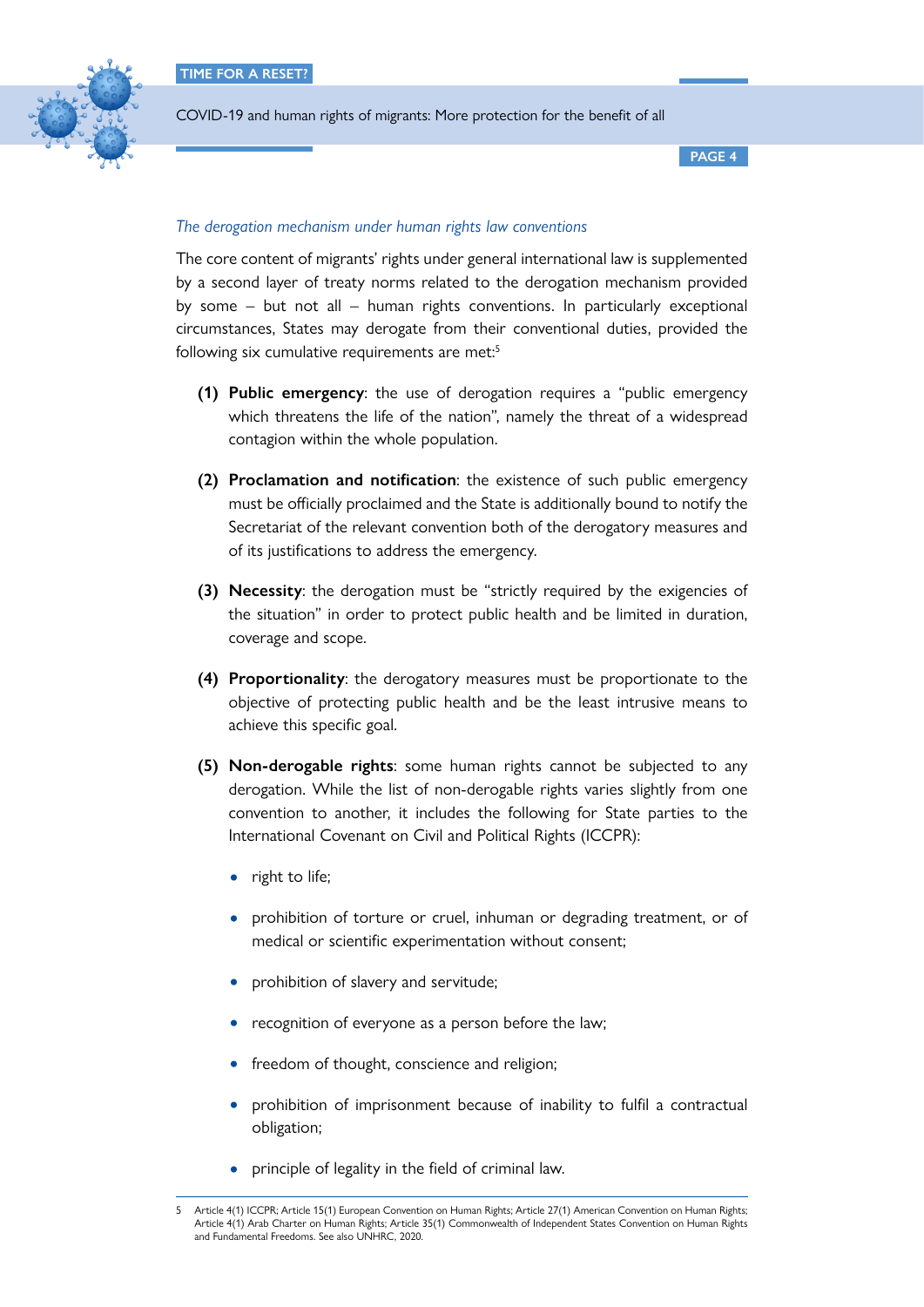*The derogation mechanism under human rights law conventions*

The core content of migrants' rights under general international law is supplemented by a second layer of treaty norms related to the derogation mechanism provided by some – but not all – human rights conventions. In particularly exceptional circumstances, States may derogate from their conventional duties, provided the following six cumulative requirements are met:[5]

**(1) Public emergency**: the use of derogation requires a "public emergency which threatens the life of the nation", namely the threat of a widespread contagion within the whole population.

**(2) Proclamation and notification**: the existence of such public emergency must be officially proclaimed and the State is additionally bound to notify the Secretariat of the relevant convention both of the derogatory measures and of its justifications to address the emergency.

**(3) Necessity**: the derogation must be "strictly required by the exigencies of the situation" in order to protect public health and be limited in duration, coverage and scope.

**(4) Proportionality**: the derogatory measures must be proportionate to the objective of protecting public health and be the least intrusive means to achieve this specific goal.

**(5) Non-derogable rights**: some human rights cannot be subjected to any derogation. While the list of non-derogable rights varies slightly from one convention to another, it includes the following for State parties to the International Covenant on Civil and Political Rights (ICCPR):

- right to life;
- prohibition of torture or cruel, inhuman or degrading treatment, or of medical or scientific experimentation without consent;
- prohibition of slavery and servitude;
- recognition of everyone as a person before the law;
- freedom of thought, conscience and religion;
- prohibition of imprisonment because of inability to fulfil a contractual obligation;
- principle of legality in the field of criminal law.

---

5 Article 4(1) ICCPR; Article 15(1) European Convention on Human Rights; Article 27(1) American Convention on Human Rights; Article 4(1) Arab Charter on Human Rights; Article 35(1) Commonwealth of Independent States Convention on Human Rights and Fundamental Freedoms. See also UNHRC, 2020.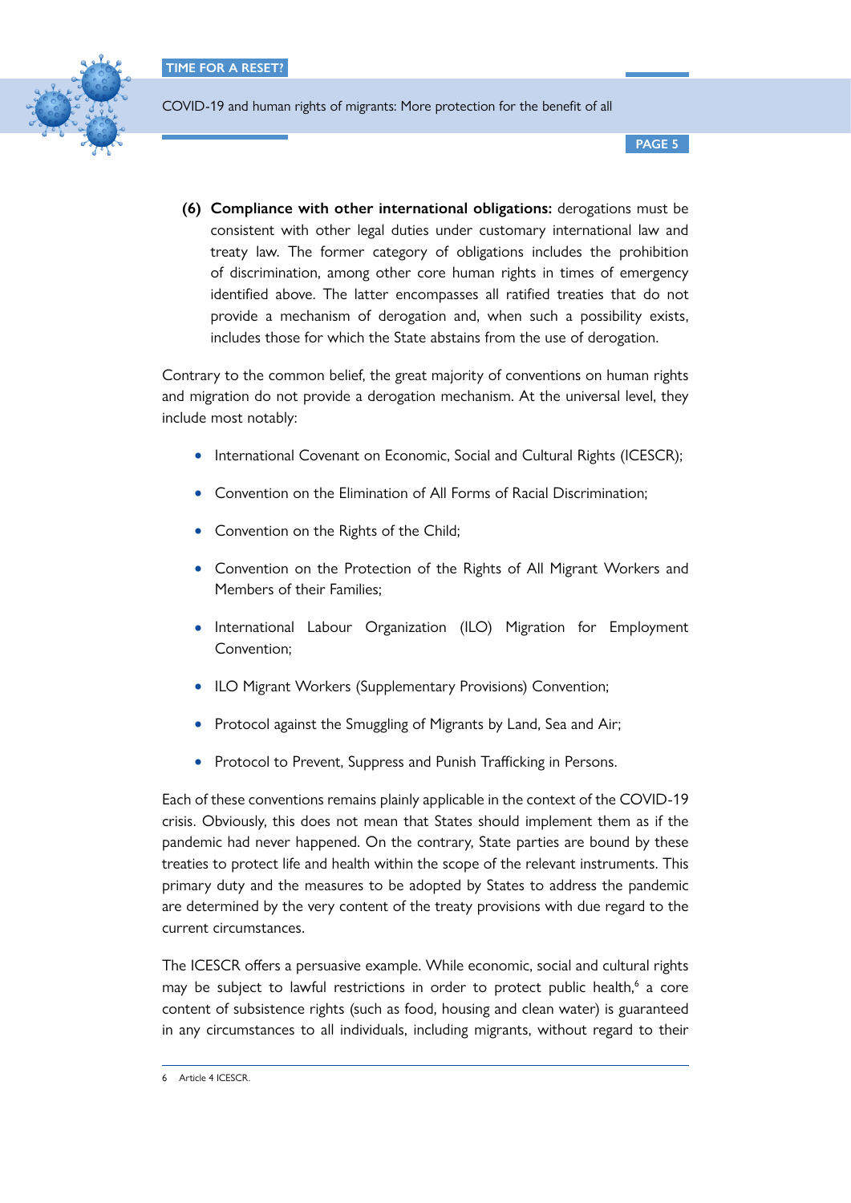**(6) Compliance with other international obligations:** derogations must be consistent with other legal duties under customary international law and treaty law. The former category of obligations includes the prohibition of discrimination, among other core human rights in times of emergency identified above. The latter encompasses all ratified treaties that do not provide a mechanism of derogation and, when such a possibility exists, includes those for which the State abstains from the use of derogation.

Contrary to the common belief, the great majority of conventions on human rights and migration do not provide a derogation mechanism. At the universal level, they include most notably:

- International Covenant on Economic, Social and Cultural Rights (ICESCR);
- Convention on the Elimination of All Forms of Racial Discrimination;
- Convention on the Rights of the Child;
- Convention on the Protection of the Rights of All Migrant Workers and Members of their Families;
- International Labour Organization (ILO) Migration for Employment Convention;
- ILO Migrant Workers (Supplementary Provisions) Convention;
- Protocol against the Smuggling of Migrants by Land, Sea and Air;
- Protocol to Prevent, Suppress and Punish Trafficking in Persons.

Each of these conventions remains plainly applicable in the context of the COVID-19 crisis. Obviously, this does not mean that States should implement them as if the pandemic had never happened. On the contrary, State parties are bound by these treaties to protect life and health within the scope of the relevant instruments. This primary duty and the measures to be adopted by States to address the pandemic are determined by the very content of the treaty provisions with due regard to the current circumstances.

The ICESCR offers a persuasive example. While economic, social and cultural rights may be subject to lawful restrictions in order to protect public health,[6] a core content of subsistence rights (such as food, housing and clean water) is guaranteed in any circumstances to all individuals, including migrants, without regard to their

6 Article 4 ICESCR.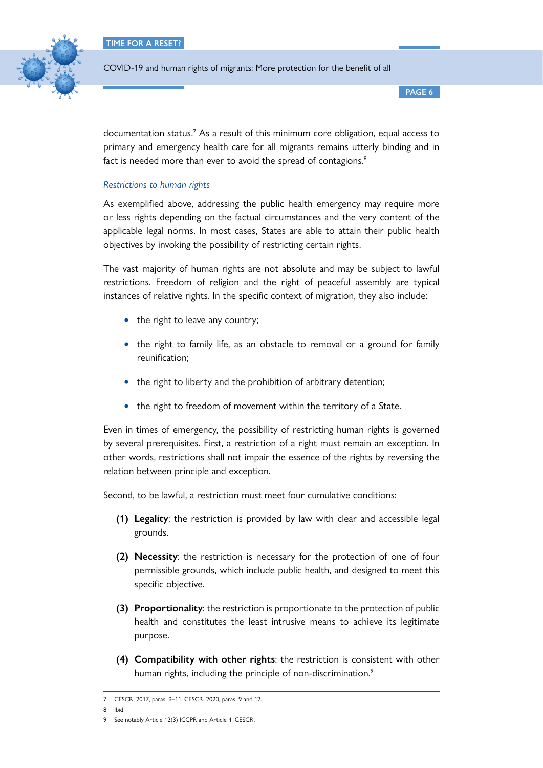documentation status.[7] As a result of this minimum core obligation, equal access to primary and emergency health care for all migrants remains utterly binding and in fact is needed more than ever to avoid the spread of contagions.[8]

### *Restrictions to human rights*

As exemplified above, addressing the public health emergency may require more or less rights depending on the factual circumstances and the very content of the applicable legal norms. In most cases, States are able to attain their public health objectives by invoking the possibility of restricting certain rights.

The vast majority of human rights are not absolute and may be subject to lawful restrictions. Freedom of religion and the right of peaceful assembly are typical instances of relative rights. In the specific context of migration, they also include:

- the right to leave any country;
- the right to family life, as an obstacle to removal or a ground for family reunification;
- the right to liberty and the prohibition of arbitrary detention;
- the right to freedom of movement within the territory of a State.

Even in times of emergency, the possibility of restricting human rights is governed by several prerequisites. First, a restriction of a right must remain an exception. In other words, restrictions shall not impair the essence of the rights by reversing the relation between principle and exception.

Second, to be lawful, a restriction must meet four cumulative conditions:

**(1) Legality**: the restriction is provided by law with clear and accessible legal grounds.

**(2) Necessity**: the restriction is necessary for the protection of one of four permissible grounds, which include public health, and designed to meet this specific objective.

**(3) Proportionality**: the restriction is proportionate to the protection of public health and constitutes the least intrusive means to achieve its legitimate purpose.

**(4) Compatibility with other rights**: the restriction is consistent with other human rights, including the principle of non-discrimination.[9]

---

7 CESCR, 2017, paras. 9–11; CESCR, 2020, paras. 9 and 12.

8 Ibid.

9 See notably Article 12(3) ICCPR and Article 4 ICESCR.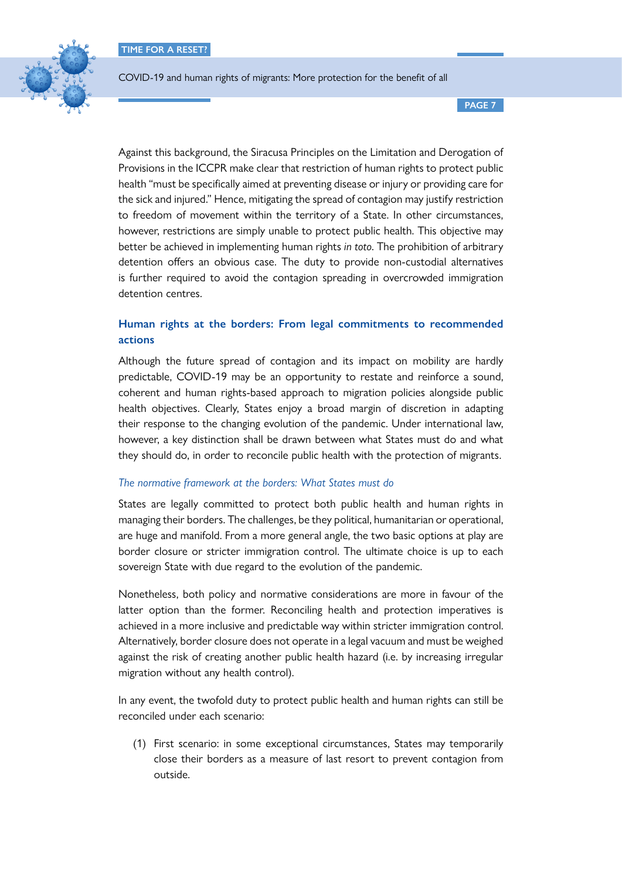Against this background, the Siracusa Principles on the Limitation and Derogation of Provisions in the ICCPR make clear that restriction of human rights to protect public health "must be specifically aimed at preventing disease or injury or providing care for the sick and injured." Hence, mitigating the spread of contagion may justify restriction to freedom of movement within the territory of a State. In other circumstances, however, restrictions are simply unable to protect public health. This objective may better be achieved in implementing human rights *in toto*. The prohibition of arbitrary detention offers an obvious case. The duty to provide non-custodial alternatives is further required to avoid the contagion spreading in overcrowded immigration detention centres.

## Human rights at the borders: From legal commitments to recommended actions

Although the future spread of contagion and its impact on mobility are hardly predictable, COVID-19 may be an opportunity to restate and reinforce a sound, coherent and human rights-based approach to migration policies alongside public health objectives. Clearly, States enjoy a broad margin of discretion in adapting their response to the changing evolution of the pandemic. Under international law, however, a key distinction shall be drawn between what States must do and what they should do, in order to reconcile public health with the protection of migrants.

### *The normative framework at the borders: What States must do*

States are legally committed to protect both public health and human rights in managing their borders. The challenges, be they political, humanitarian or operational, are huge and manifold. From a more general angle, the two basic options at play are border closure or stricter immigration control. The ultimate choice is up to each sovereign State with due regard to the evolution of the pandemic.

Nonetheless, both policy and normative considerations are more in favour of the latter option than the former. Reconciling health and protection imperatives is achieved in a more inclusive and predictable way within stricter immigration control. Alternatively, border closure does not operate in a legal vacuum and must be weighed against the risk of creating another public health hazard (i.e. by increasing irregular migration without any health control).

In any event, the twofold duty to protect public health and human rights can still be reconciled under each scenario:

(1) First scenario: in some exceptional circumstances, States may temporarily close their borders as a measure of last resort to prevent contagion from outside.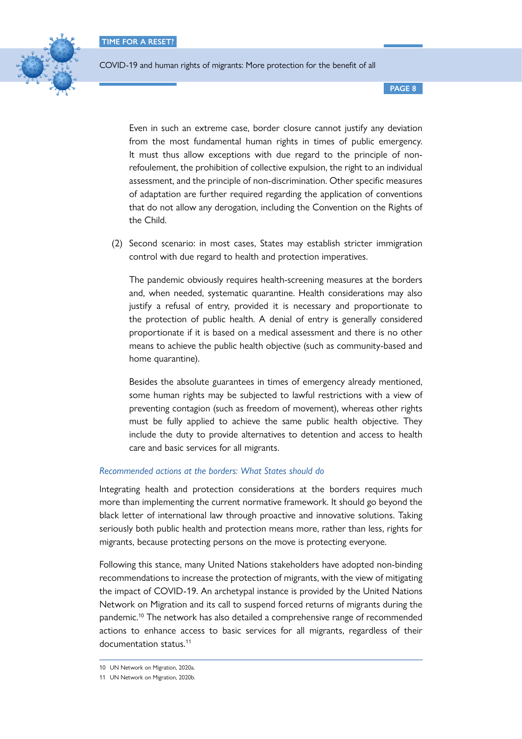Even in such an extreme case, border closure cannot justify any deviation from the most fundamental human rights in times of public emergency. It must thus allow exceptions with due regard to the principle of non-refoulement, the prohibition of collective expulsion, the right to an individual assessment, and the principle of non-discrimination. Other specific measures of adaptation are further required regarding the application of conventions that do not allow any derogation, including the Convention on the Rights of the Child.

(2) Second scenario: in most cases, States may establish stricter immigration control with due regard to health and protection imperatives.

The pandemic obviously requires health-screening measures at the borders and, when needed, systematic quarantine. Health considerations may also justify a refusal of entry, provided it is necessary and proportionate to the protection of public health. A denial of entry is generally considered proportionate if it is based on a medical assessment and there is no other means to achieve the public health objective (such as community-based and home quarantine).

Besides the absolute guarantees in times of emergency already mentioned, some human rights may be subjected to lawful restrictions with a view of preventing contagion (such as freedom of movement), whereas other rights must be fully applied to achieve the same public health objective. They include the duty to provide alternatives to detention and access to health care and basic services for all migrants.

*Recommended actions at the borders: What States should do*

Integrating health and protection considerations at the borders requires much more than implementing the current normative framework. It should go beyond the black letter of international law through proactive and innovative solutions. Taking seriously both public health and protection means more, rather than less, rights for migrants, because protecting persons on the move is protecting everyone.

Following this stance, many United Nations stakeholders have adopted non-binding recommendations to increase the protection of migrants, with the view of mitigating the impact of COVID-19. An archetypal instance is provided by the United Nations Network on Migration and its call to suspend forced returns of migrants during the pandemic.[10] The network has also detailed a comprehensive range of recommended actions to enhance access to basic services for all migrants, regardless of their documentation status.[11]

10 UN Network on Migration, 2020a.

11 UN Network on Migration, 2020b.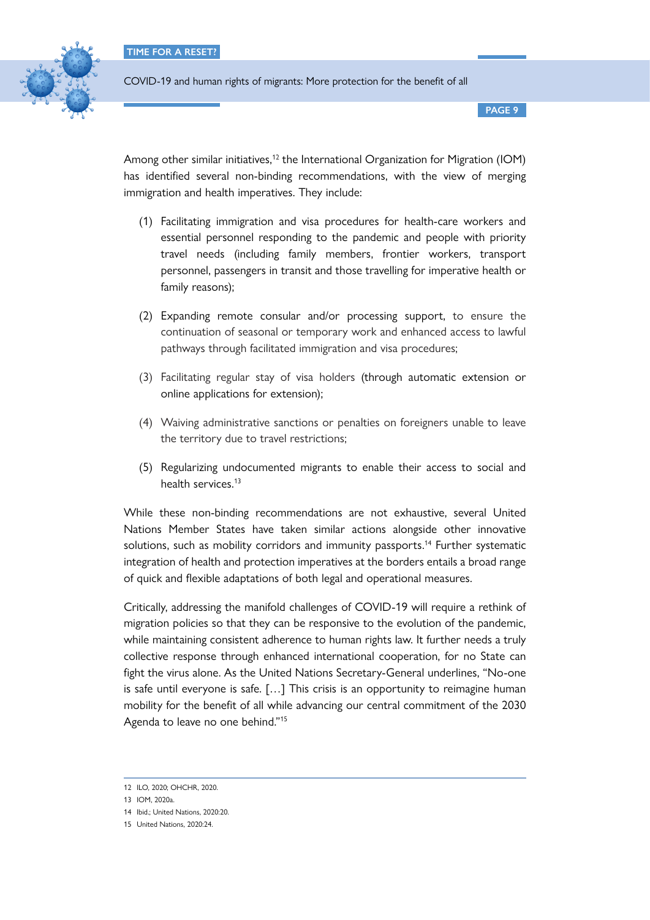Among other similar initiatives,[12] the International Organization for Migration (IOM) has identified several non-binding recommendations, with the view of merging immigration and health imperatives. They include:

(1) Facilitating immigration and visa procedures for health-care workers and essential personnel responding to the pandemic and people with priority travel needs (including family members, frontier workers, transport personnel, passengers in transit and those travelling for imperative health or family reasons);

(2) Expanding remote consular and/or processing support, to ensure the continuation of seasonal or temporary work and enhanced access to lawful pathways through facilitated immigration and visa procedures;

(3) Facilitating regular stay of visa holders (through automatic extension or online applications for extension);

(4) Waiving administrative sanctions or penalties on foreigners unable to leave the territory due to travel restrictions;

(5) Regularizing undocumented migrants to enable their access to social and health services.[13]

While these non-binding recommendations are not exhaustive, several United Nations Member States have taken similar actions alongside other innovative solutions, such as mobility corridors and immunity passports.[14] Further systematic integration of health and protection imperatives at the borders entails a broad range of quick and flexible adaptations of both legal and operational measures.

Critically, addressing the manifold challenges of COVID-19 will require a rethink of migration policies so that they can be responsive to the evolution of the pandemic, while maintaining consistent adherence to human rights law. It further needs a truly collective response through enhanced international cooperation, for no State can fight the virus alone. As the United Nations Secretary-General underlines, "No-one is safe until everyone is safe. […] This crisis is an opportunity to reimagine human mobility for the benefit of all while advancing our central commitment of the 2030 Agenda to leave no one behind."[15]

---

12 ILO, 2020; OHCHR, 2020.

13 IOM, 2020a.

14 Ibid.; United Nations, 2020:20.

15 United Nations, 2020:24.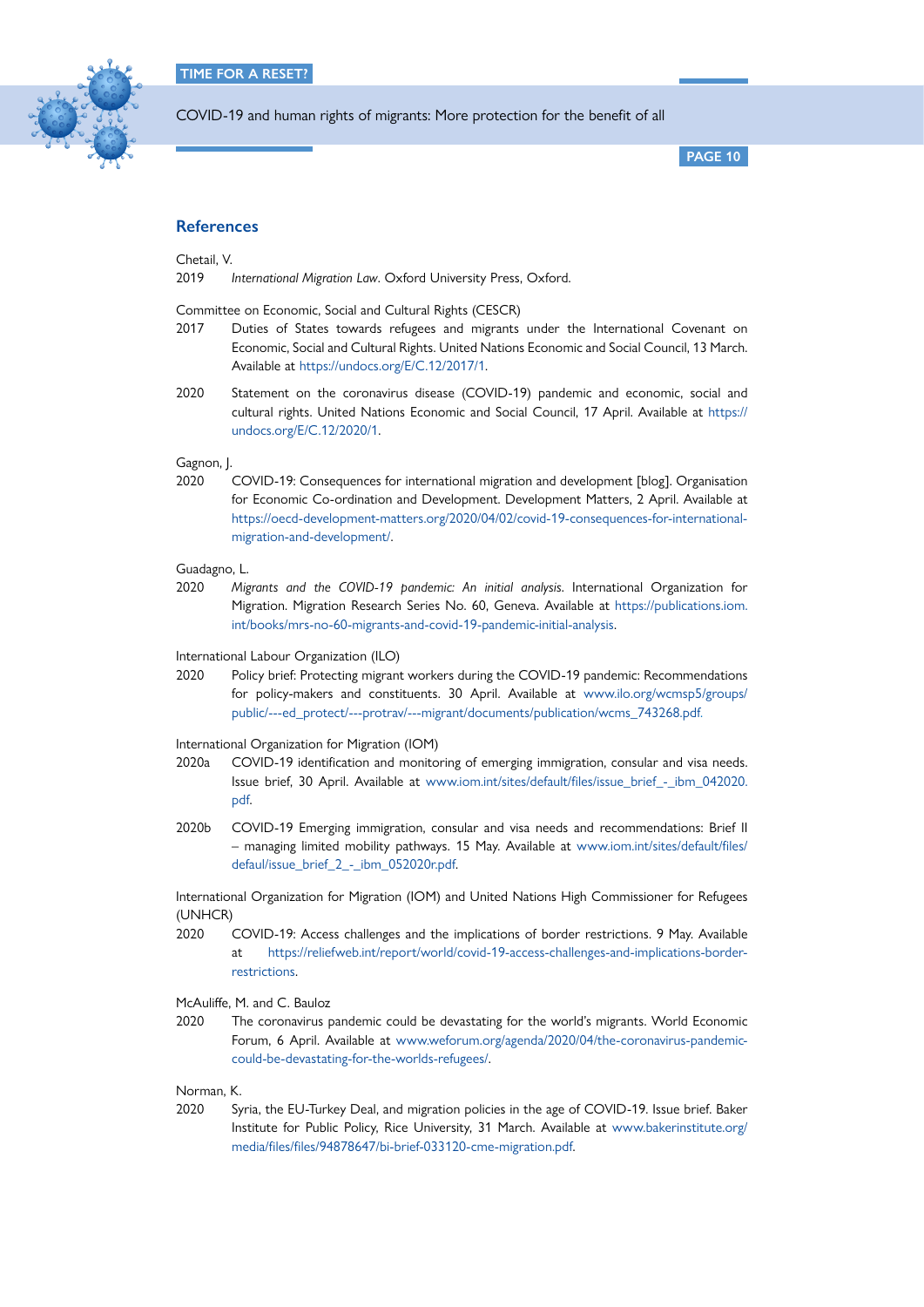## References

Chetail, V.

2019 *International Migration Law*. Oxford University Press, Oxford.

Committee on Economic, Social and Cultural Rights (CESCR)

2017 Duties of States towards refugees and migrants under the International Covenant on Economic, Social and Cultural Rights. United Nations Economic and Social Council, 13 March. Available at https://undocs.org/E/C.12/2017/1.

2020 Statement on the coronavirus disease (COVID-19) pandemic and economic, social and cultural rights. United Nations Economic and Social Council, 17 April. Available at https://undocs.org/E/C.12/2020/1.

Gagnon, J.

2020 COVID-19: Consequences for international migration and development [blog]. Organisation for Economic Co-ordination and Development. Development Matters, 2 April. Available at https://oecd-development-matters.org/2020/04/02/covid-19-consequences-for-international-migration-and-development/.

Guadagno, L.

2020 *Migrants and the COVID-19 pandemic: An initial analysis*. International Organization for Migration. Migration Research Series No. 60, Geneva. Available at https://publications.iom.int/books/mrs-no-60-migrants-and-covid-19-pandemic-initial-analysis.

International Labour Organization (ILO)

2020 Policy brief: Protecting migrant workers during the COVID-19 pandemic: Recommendations for policy-makers and constituents. 30 April. Available at www.ilo.org/wcmsp5/groups/public/---ed_protect/---protrav/---migrant/documents/publication/wcms_743268.pdf.

International Organization for Migration (IOM)

2020a COVID-19 identification and monitoring of emerging immigration, consular and visa needs. Issue brief, 30 April. Available at www.iom.int/sites/default/files/issue_brief_-_ibm_042020.pdf.

2020b COVID-19 Emerging immigration, consular and visa needs and recommendations: Brief II – managing limited mobility pathways. 15 May. Available at www.iom.int/sites/default/files/defaul/issue_brief_2_-_ibm_052020r.pdf.

International Organization for Migration (IOM) and United Nations High Commissioner for Refugees (UNHCR)

2020 COVID-19: Access challenges and the implications of border restrictions. 9 May. Available at https://reliefweb.int/report/world/covid-19-access-challenges-and-implications-border-restrictions.

McAuliffe, M. and C. Bauloz

2020 The coronavirus pandemic could be devastating for the world's migrants. World Economic Forum, 6 April. Available at www.weforum.org/agenda/2020/04/the-coronavirus-pandemic-could-be-devastating-for-the-worlds-refugees/.

Norman, K.

2020 Syria, the EU-Turkey Deal, and migration policies in the age of COVID-19. Issue brief. Baker Institute for Public Policy, Rice University, 31 March. Available at www.bakerinstitute.org/media/files/files/94878647/bi-brief-033120-cme-migration.pdf.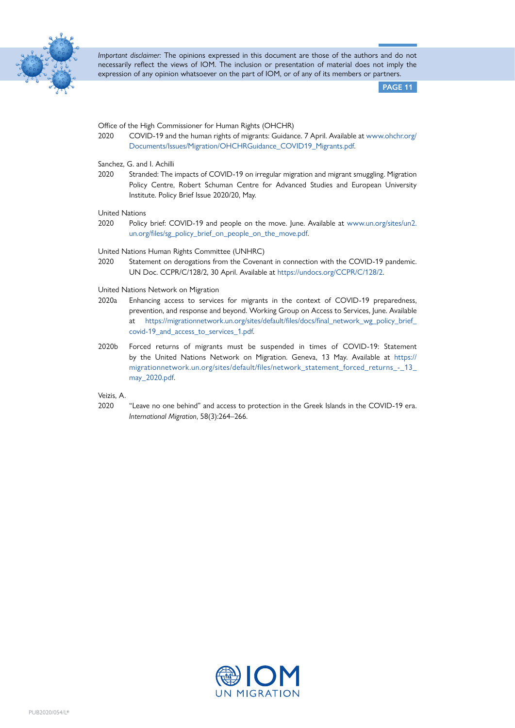Office of the High Commissioner for Human Rights (OHCHR)

2020 COVID-19 and the human rights of migrants: Guidance. 7 April. Available at www.ohchr.org/Documents/Issues/Migration/OHCHRGuidance_COVID19_Migrants.pdf.

Sanchez, G. and I. Achilli

2020 Stranded: The impacts of COVID-19 on irregular migration and migrant smuggling. Migration Policy Centre, Robert Schuman Centre for Advanced Studies and European University Institute. Policy Brief Issue 2020/20, May.

United Nations

2020 Policy brief: COVID-19 and people on the move. June. Available at www.un.org/sites/un2.un.org/files/sg_policy_brief_on_people_on_the_move.pdf.

United Nations Human Rights Committee (UNHRC)

2020 Statement on derogations from the Covenant in connection with the COVID-19 pandemic. UN Doc. CCPR/C/128/2, 30 April. Available at https://undocs.org/CCPR/C/128/2.

United Nations Network on Migration

2020a Enhancing access to services for migrants in the context of COVID-19 preparedness, prevention, and response and beyond. Working Group on Access to Services, June. Available at https://migrationnetwork.un.org/sites/default/files/docs/final_network_wg_policy_brief_covid-19_and_access_to_services_1.pdf.

2020b Forced returns of migrants must be suspended in times of COVID-19: Statement by the United Nations Network on Migration. Geneva, 13 May. Available at https://migrationnetwork.un.org/sites/default/files/network_statement_forced_returns_-_13_may_2020.pdf.

Veizis, A.

2020 "Leave no one behind" and access to protection in the Greek Islands in the COVID-19 era. *International Migration*, 58(3):264–266.